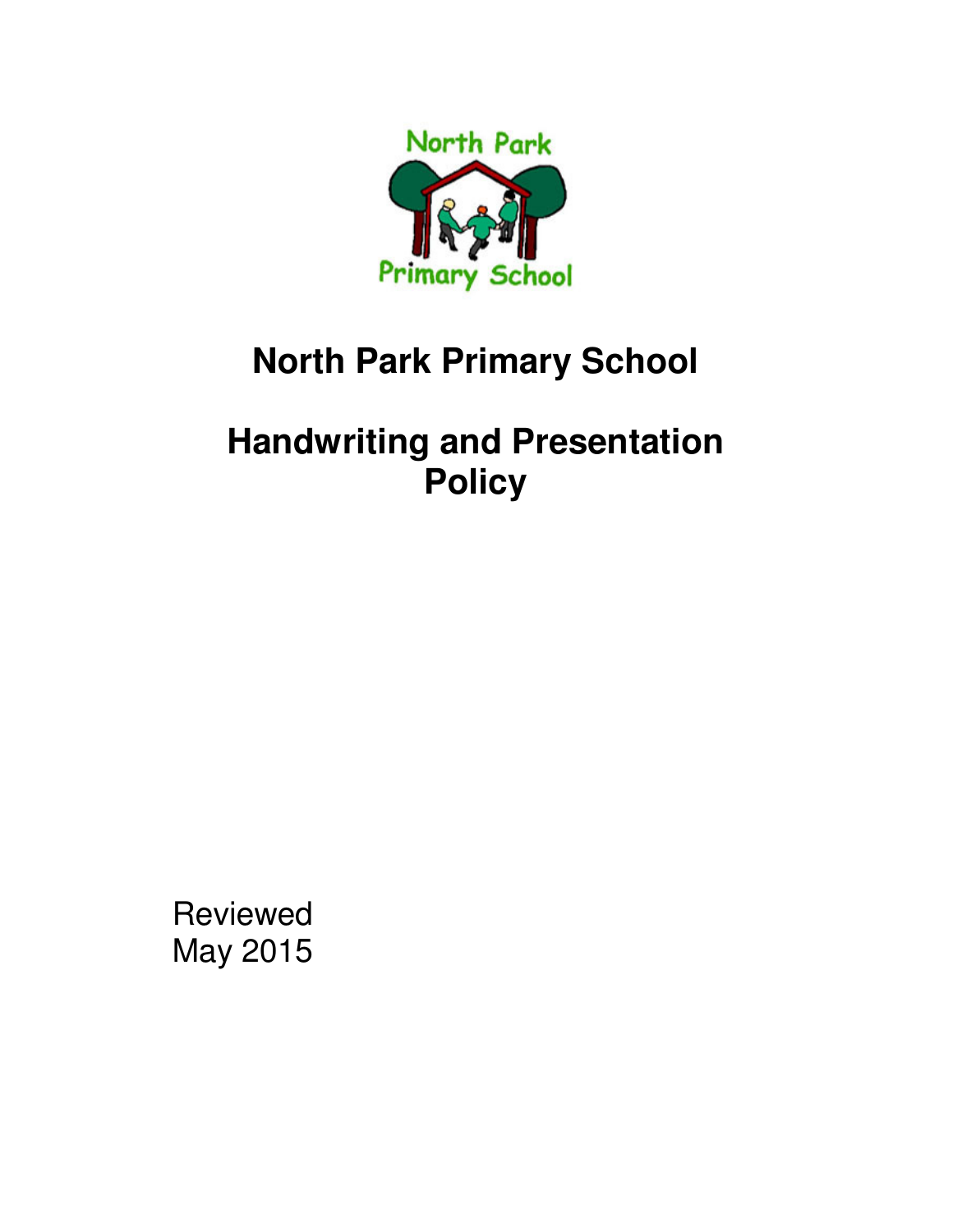# North Park Primary School

# Handwriting and Presentation Policy

Reviewed
May 2015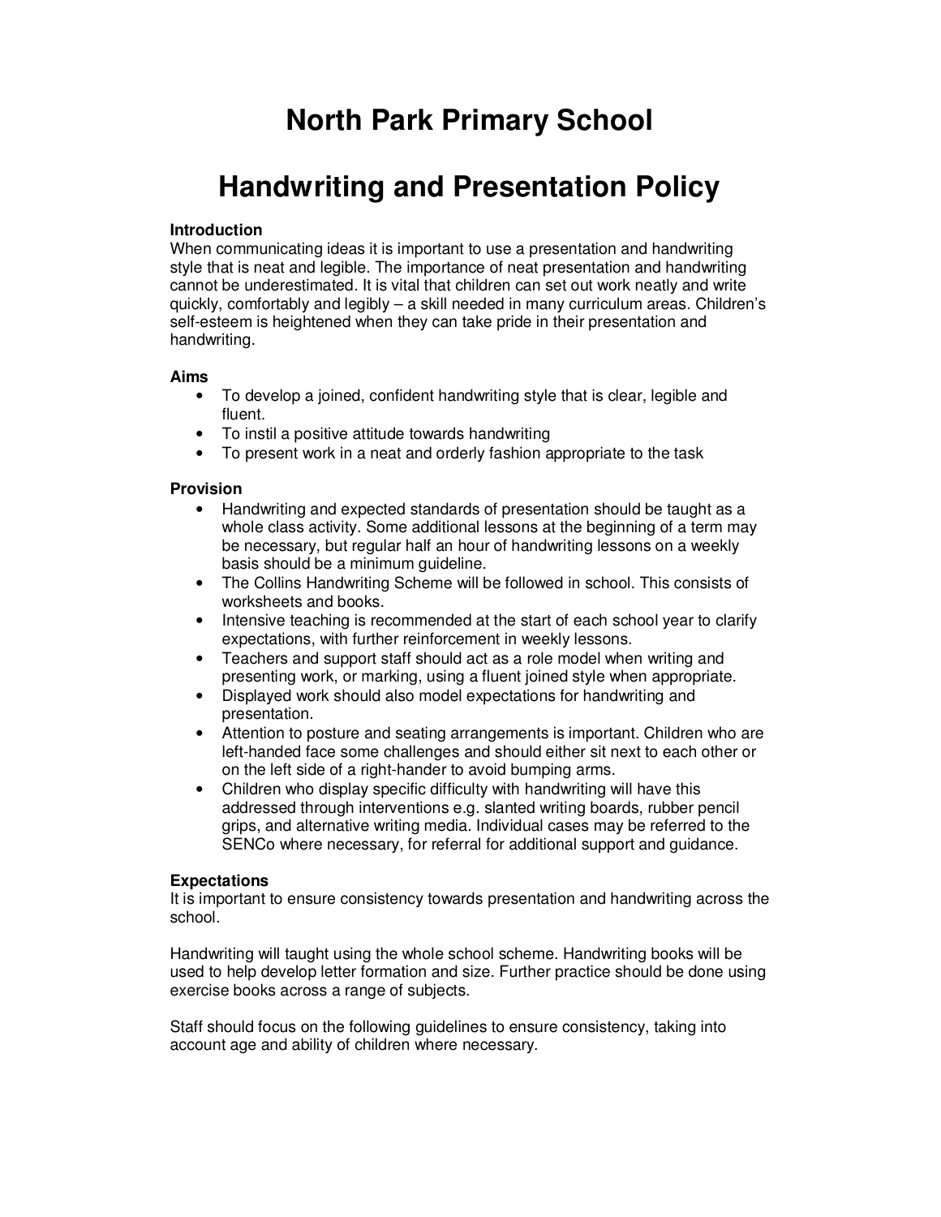# North Park Primary School

# Handwriting and Presentation Policy

**Introduction**

When communicating ideas it is important to use a presentation and handwriting style that is neat and legible. The importance of neat presentation and handwriting cannot be underestimated. It is vital that children can set out work neatly and write quickly, comfortably and legibly – a skill needed in many curriculum areas. Children's self-esteem is heightened when they can take pride in their presentation and handwriting.

**Aims**

- To develop a joined, confident handwriting style that is clear, legible and fluent.
- To instil a positive attitude towards handwriting
- To present work in a neat and orderly fashion appropriate to the task

**Provision**

- Handwriting and expected standards of presentation should be taught as a whole class activity. Some additional lessons at the beginning of a term may be necessary, but regular half an hour of handwriting lessons on a weekly basis should be a minimum guideline.
- The Collins Handwriting Scheme will be followed in school. This consists of worksheets and books.
- Intensive teaching is recommended at the start of each school year to clarify expectations, with further reinforcement in weekly lessons.
- Teachers and support staff should act as a role model when writing and presenting work, or marking, using a fluent joined style when appropriate.
- Displayed work should also model expectations for handwriting and presentation.
- Attention to posture and seating arrangements is important. Children who are left-handed face some challenges and should either sit next to each other or on the left side of a right-hander to avoid bumping arms.
- Children who display specific difficulty with handwriting will have this addressed through interventions e.g. slanted writing boards, rubber pencil grips, and alternative writing media. Individual cases may be referred to the SENCo where necessary, for referral for additional support and guidance.

**Expectations**

It is important to ensure consistency towards presentation and handwriting across the school.

Handwriting will taught using the whole school scheme. Handwriting books will be used to help develop letter formation and size. Further practice should be done using exercise books across a range of subjects.

Staff should focus on the following guidelines to ensure consistency, taking into account age and ability of children where necessary.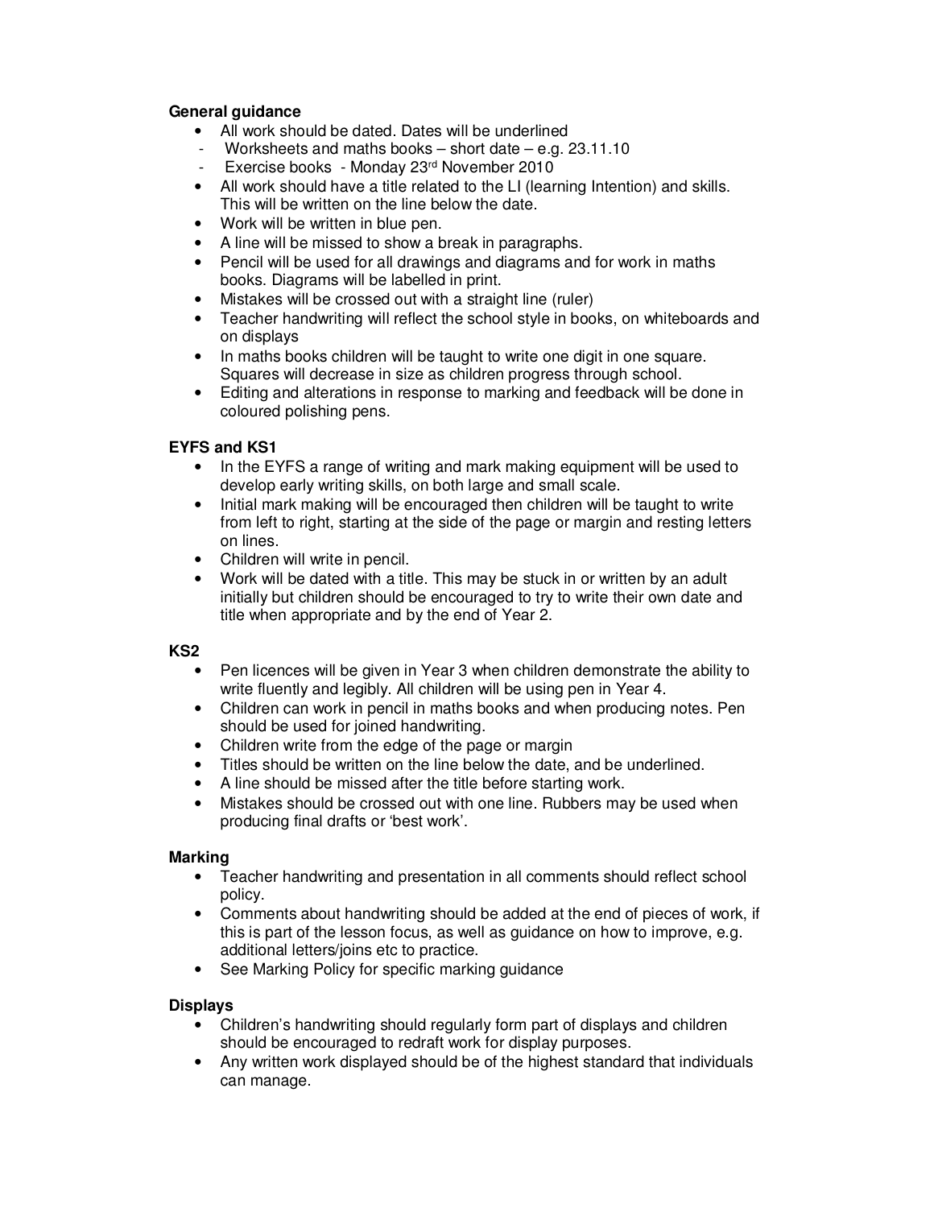**General guidance**

- All work should be dated. Dates will be underlined
  - Worksheets and maths books – short date – e.g. 23.11.10
  - Exercise books - Monday 23rd November 2010
- All work should have a title related to the LI (learning Intention) and skills. This will be written on the line below the date.
- Work will be written in blue pen.
- A line will be missed to show a break in paragraphs.
- Pencil will be used for all drawings and diagrams and for work in maths books. Diagrams will be labelled in print.
- Mistakes will be crossed out with a straight line (ruler)
- Teacher handwriting will reflect the school style in books, on whiteboards and on displays
- In maths books children will be taught to write one digit in one square. Squares will decrease in size as children progress through school.
- Editing and alterations in response to marking and feedback will be done in coloured polishing pens.

**EYFS and KS1**

- In the EYFS a range of writing and mark making equipment will be used to develop early writing skills, on both large and small scale.
- Initial mark making will be encouraged then children will be taught to write from left to right, starting at the side of the page or margin and resting letters on lines.
- Children will write in pencil.
- Work will be dated with a title. This may be stuck in or written by an adult initially but children should be encouraged to try to write their own date and title when appropriate and by the end of Year 2.

**KS2**

- Pen licences will be given in Year 3 when children demonstrate the ability to write fluently and legibly. All children will be using pen in Year 4.
- Children can work in pencil in maths books and when producing notes. Pen should be used for joined handwriting.
- Children write from the edge of the page or margin
- Titles should be written on the line below the date, and be underlined.
- A line should be missed after the title before starting work.
- Mistakes should be crossed out with one line. Rubbers may be used when producing final drafts or 'best work'.

**Marking**

- Teacher handwriting and presentation in all comments should reflect school policy.
- Comments about handwriting should be added at the end of pieces of work, if this is part of the lesson focus, as well as guidance on how to improve, e.g. additional letters/joins etc to practice.
- See Marking Policy for specific marking guidance

**Displays**

- Children's handwriting should regularly form part of displays and children should be encouraged to redraft work for display purposes.
- Any written work displayed should be of the highest standard that individuals can manage.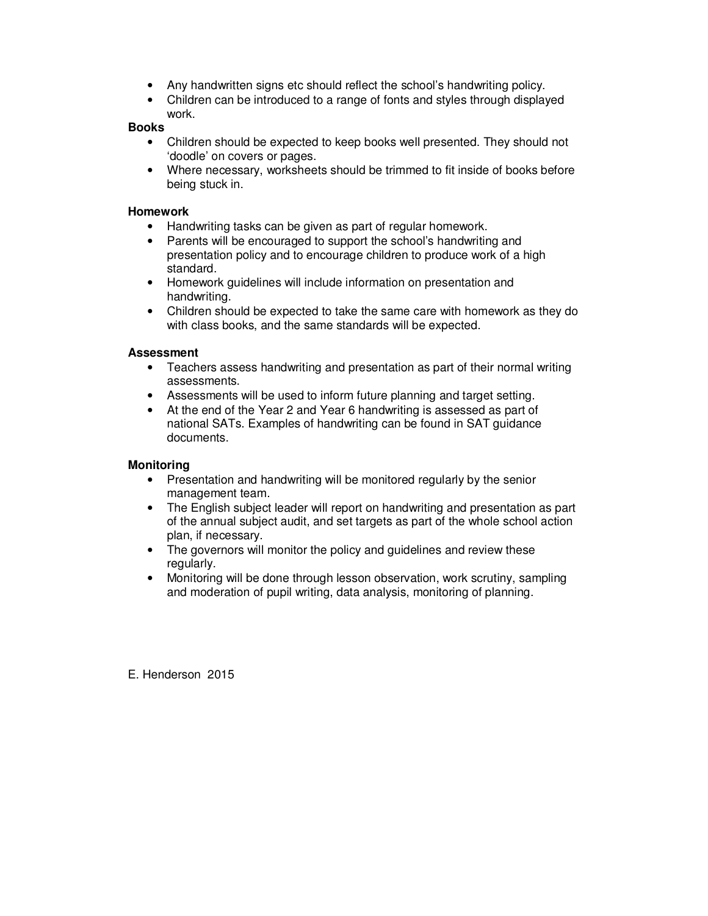- Any handwritten signs etc should reflect the school's handwriting policy.
- Children can be introduced to a range of fonts and styles through displayed work.

**Books**

- Children should be expected to keep books well presented. They should not 'doodle' on covers or pages.
- Where necessary, worksheets should be trimmed to fit inside of books before being stuck in.

**Homework**

- Handwriting tasks can be given as part of regular homework.
- Parents will be encouraged to support the school's handwriting and presentation policy and to encourage children to produce work of a high standard.
- Homework guidelines will include information on presentation and handwriting.
- Children should be expected to take the same care with homework as they do with class books, and the same standards will be expected.

**Assessment**

- Teachers assess handwriting and presentation as part of their normal writing assessments.
- Assessments will be used to inform future planning and target setting.
- At the end of the Year 2 and Year 6 handwriting is assessed as part of national SATs. Examples of handwriting can be found in SAT guidance documents.

**Monitoring**

- Presentation and handwriting will be monitored regularly by the senior management team.
- The English subject leader will report on handwriting and presentation as part of the annual subject audit, and set targets as part of the whole school action plan, if necessary.
- The governors will monitor the policy and guidelines and review these regularly.
- Monitoring will be done through lesson observation, work scrutiny, sampling and moderation of pupil writing, data analysis, monitoring of planning.

E. Henderson 2015